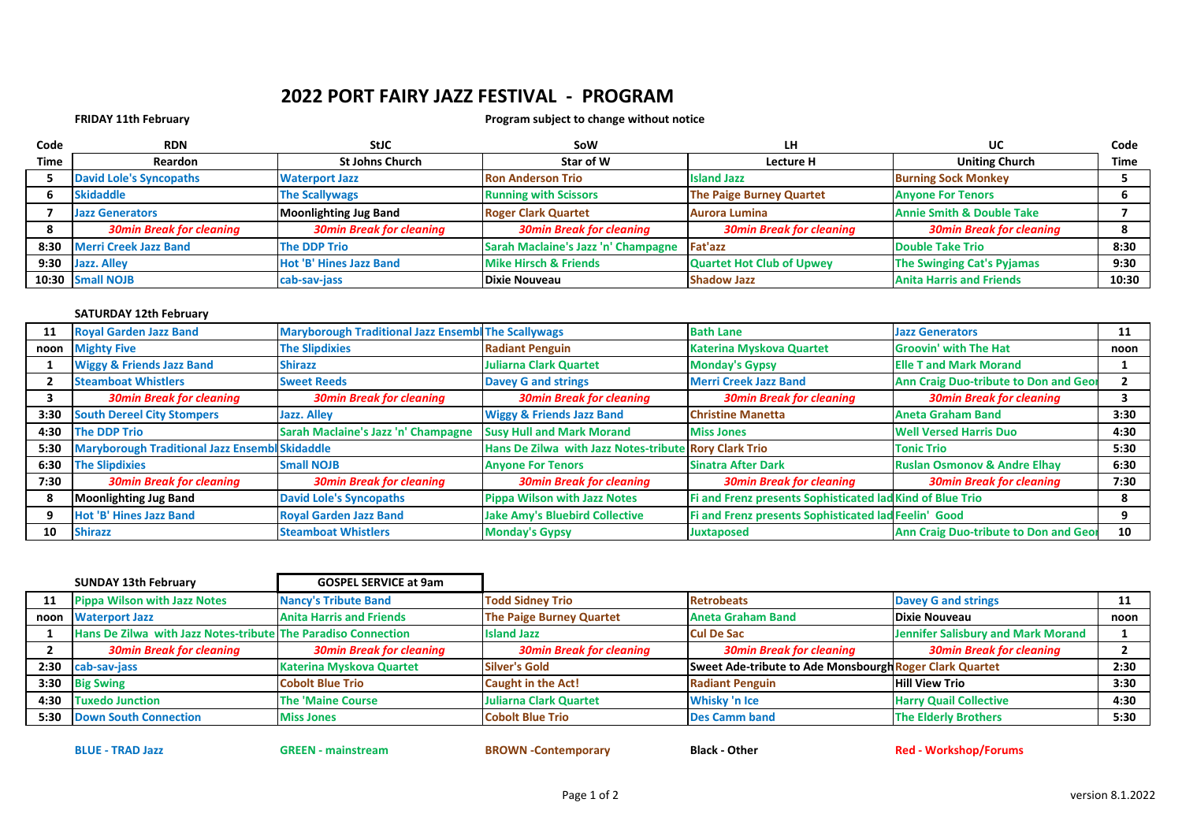# 2022 PORT FAIRY JAZZ FESTIVAL - PROGRAM

**FRIDAY 11th February**

Program subject to change without notice

| Code | RDN | StJC | SoW | LH | UC | Code |
|---|---|---|---|---|---|---|
| Time | Reardon | St Johns Church | Star of W | Lecture H | Uniting Church | Time |
| 5 | David Lole's Syncopaths | Waterport Jazz | Ron Anderson Trio | Island Jazz | Burning Sock Monkey | 5 |
| 6 | Skidaddle | The Scallywags | Running with Scissors | The Paige Burney Quartet | Anyone For Tenors | 6 |
| 7 | Jazz Generators | Moonlighting Jug Band | Roger Clark Quartet | Aurora Lumina | Annie Smith & Double Take | 7 |
| 8 | *30min Break for cleaning* | *30min Break for cleaning* | *30min Break for cleaning* | *30min Break for cleaning* | *30min Break for cleaning* | 8 |
| 8:30 | Merri Creek Jazz Band | The DDP Trio | Sarah Maclaine's Jazz 'n' Champagne | Fat'azz | Double Take Trio | 8:30 |
| 9:30 | Jazz. Alley | Hot 'B' Hines Jazz Band | Mike Hirsch & Friends | Quartet Hot Club of Upwey | The Swinging Cat's Pyjamas | 9:30 |
| 10:30 | Small NOJB | cab-sav-jass | Dixie Nouveau | Shadow Jazz | Anita Harris and Friends | 10:30 |

**SATURDAY 12th February**

| Code | RDN | StJC | SoW | LH | UC | Code |
|---|---|---|---|---|---|---|
| 11 | Royal Garden Jazz Band | Maryborough Traditional Jazz Ensembl | The Scallywags | Bath Lane | Jazz Generators | 11 |
| noon | Mighty Five | The Slipdixies | Radiant Penguin | Katerina Myskova Quartet | Groovin' with The Hat | noon |
| 1 | Wiggy & Friends Jazz Band | Shirazz | Juliarna Clark Quartet | Monday's Gypsy | Elle T and Mark Morand | 1 |
| 2 | Steamboat Whistlers | Sweet Reeds | Davey G and strings | Merri Creek Jazz Band | Ann Craig Duo-tribute to Don and Geo | 2 |
| 3 | *30min Break for cleaning* | *30min Break for cleaning* | *30min Break for cleaning* | *30min Break for cleaning* | *30min Break for cleaning* | 3 |
| 3:30 | South Dereel City Stompers | Jazz. Alley | Wiggy & Friends Jazz Band | Christine Manetta | Aneta Graham Band | 3:30 |
| 4:30 | The DDP Trio | Sarah Maclaine's Jazz 'n' Champagne | Susy Hull and Mark Morand | Miss Jones | Well Versed Harris Duo | 4:30 |
| 5:30 | Maryborough Traditional Jazz Ensembl | Skidaddle | Hans De Zilwa with Jazz Notes-tribute | Rory Clark Trio | Tonic Trio | 5:30 |
| 6:30 | The Slipdixies | Small NOJB | Anyone For Tenors | Sinatra After Dark | Ruslan Osmonov & Andre Elhay | 6:30 |
| 7:30 | *30min Break for cleaning* | *30min Break for cleaning* | *30min Break for cleaning* | *30min Break for cleaning* | *30min Break for cleaning* | 7:30 |
| 8 | Moonlighting Jug Band | David Lole's Syncopaths | Pippa Wilson with Jazz Notes | Fi and Frenz presents Sophisticated lad | Kind of Blue Trio | 8 |
| 9 | Hot 'B' Hines Jazz Band | Royal Garden Jazz Band | Jake Amy's Bluebird Collective | Fi and Frenz presents Sophisticated lad | Feelin' Good | 9 |
| 10 | Shirazz | Steamboat Whistlers | Monday's Gypsy | Juxtaposed | Ann Craig Duo-tribute to Don and Geo | 10 |

**SUNDAY 13th February** — **GOSPEL SERVICE at 9am**

| Code | RDN | StJC | SoW | LH | UC | Code |
|---|---|---|---|---|---|---|
| 11 | Pippa Wilson with Jazz Notes | Nancy's Tribute Band | Todd Sidney Trio | Retrobeats | Davey G and strings | 11 |
| noon | Waterport Jazz | Anita Harris and Friends | The Paige Burney Quartet | Aneta Graham Band | Dixie Nouveau | noon |
| 1 | Hans De Zilwa with Jazz Notes-tribute | The Paradiso Connection | Island Jazz | Cul De Sac | Jennifer Salisbury and Mark Morand | 1 |
| 2 | *30min Break for cleaning* | *30min Break for cleaning* | *30min Break for cleaning* | *30min Break for cleaning* | *30min Break for cleaning* | 2 |
| 2:30 | cab-sav-jass | Katerina Myskova Quartet | Silver's Gold | Sweet Ade-tribute to Ade Monsbourgh | Roger Clark Quartet | 2:30 |
| 3:30 | Big Swing | Cobolt Blue Trio | Caught in the Act! | Radiant Penguin | Hill View Trio | 3:30 |
| 4:30 | Tuxedo Junction | The 'Maine Course | Juliarna Clark Quartet | Whisky 'n Ice | Harry Quail Collective | 4:30 |
| 5:30 | Down South Connection | Miss Jones | Cobolt Blue Trio | Des Camm band | The Elderly Brothers | 5:30 |

**BLUE - TRAD Jazz** **GREEN - mainstream** **BROWN -Contemporary** **Black - Other** **Red - Workshop/Forums**

version 8.1.2022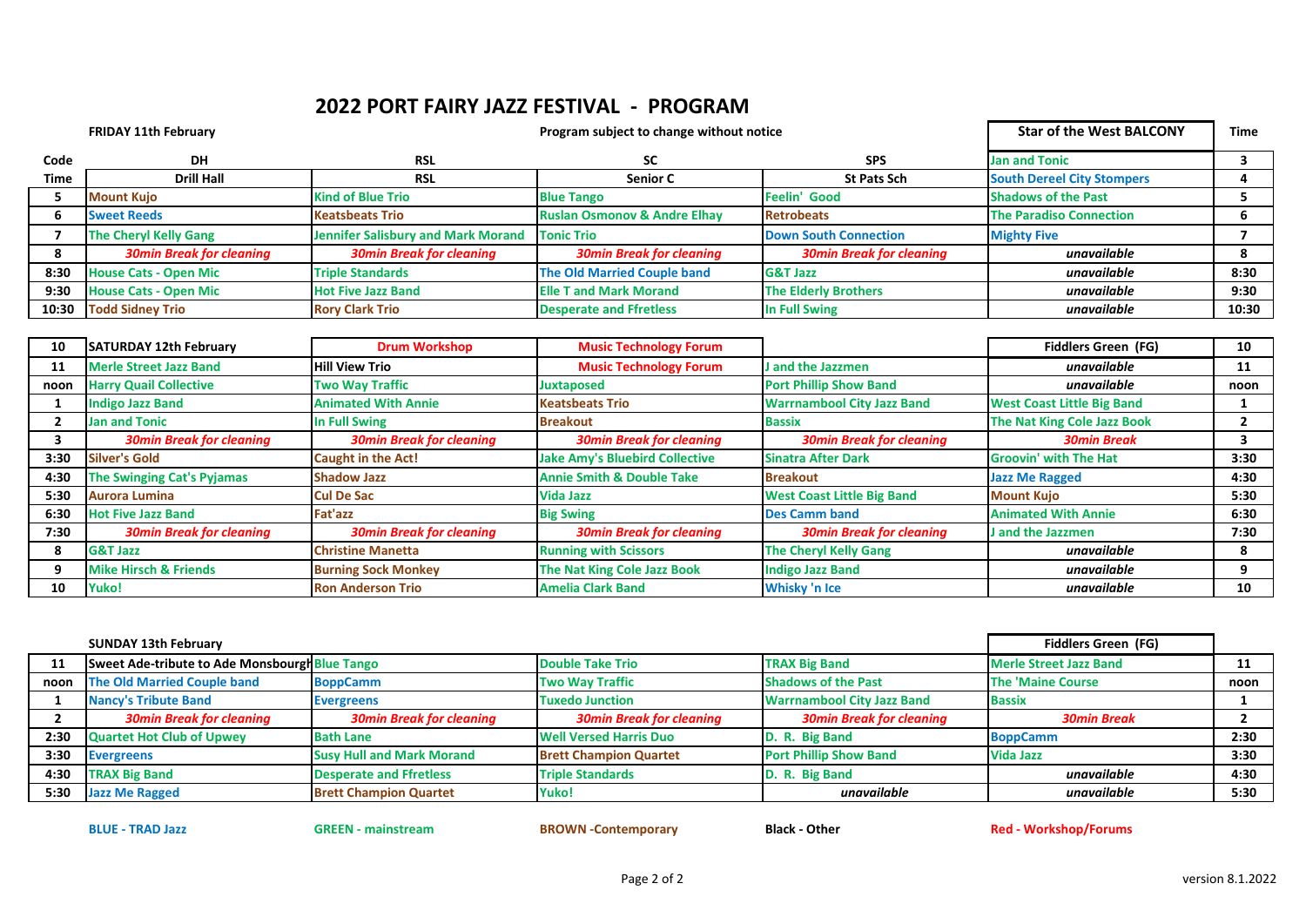# 2022 PORT FAIRY JAZZ FESTIVAL - PROGRAM

| Code | DH | RSL | SC | SPS | Star of the West BALCONY | Time |
|---|---|---|---|---|---|---|
| | **FRIDAY 11th February** | | Program subject to change without notice | | | |
| Time | Drill Hall | RSL | Senior C | St Pats Sch | Jan and Tonic | 3 |
| | | | | | South Dereel City Stompers | 4 |
| 5 | Mount Kujo | Kind of Blue Trio | Blue Tango | Feelin' Good | Shadows of the Past | 5 |
| 6 | Sweet Reeds | Keatsbeats Trio | Ruslan Osmonov & Andre Elhay | Retrobeats | The Paradiso Connection | 6 |
| 7 | The Cheryl Kelly Gang | Jennifer Salisbury and Mark Morand | Tonic Trio | Down South Connection | Mighty Five | 7 |
| 8 | *30min Break for cleaning* | *30min Break for cleaning* | *30min Break for cleaning* | *30min Break for cleaning* | *unavailable* | 8 |
| 8:30 | House Cats - Open Mic | Triple Standards | The Old Married Couple band | G&T Jazz | *unavailable* | 8:30 |
| 9:30 | House Cats - Open Mic | Hot Five Jazz Band | Elle T and Mark Morand | The Elderly Brothers | *unavailable* | 9:30 |
| 10:30 | Todd Sidney Trio | Rory Clark Trio | Desperate and Ffretless | In Full Swing | *unavailable* | 10:30 |

| | | | | | | |
|---|---|---|---|---|---|---|
| 10 | **SATURDAY 12th February** | Drum Workshop | Music Technology Forum | | Fiddlers Green (FG) | 10 |
| 11 | Merle Street Jazz Band | Hill View Trio | Music Technology Forum | J and the Jazzmen | *unavailable* | 11 |
| noon | Harry Quail Collective | Two Way Traffic | Juxtaposed | Port Phillip Show Band | *unavailable* | noon |
| 1 | Indigo Jazz Band | Animated With Annie | Keatsbeats Trio | Warrnambool City Jazz Band | West Coast Little Big Band | 1 |
| 2 | Jan and Tonic | In Full Swing | Breakout | Bassix | The Nat King Cole Jazz Book | 2 |
| 3 | *30min Break for cleaning* | *30min Break for cleaning* | *30min Break for cleaning* | *30min Break for cleaning* | *30min Break* | 3 |
| 3:30 | Silver's Gold | Caught in the Act! | Jake Amy's Bluebird Collective | Sinatra After Dark | Groovin' with The Hat | 3:30 |
| 4:30 | The Swinging Cat's Pyjamas | Shadow Jazz | Annie Smith & Double Take | Breakout | Jazz Me Ragged | 4:30 |
| 5:30 | Aurora Lumina | Cul De Sac | Vida Jazz | West Coast Little Big Band | Mount Kujo | 5:30 |
| 6:30 | Hot Five Jazz Band | Fat'azz | Big Swing | Des Camm band | Animated With Annie | 6:30 |
| 7:30 | *30min Break for cleaning* | *30min Break for cleaning* | *30min Break for cleaning* | *30min Break for cleaning* | J and the Jazzmen | 7:30 |
| 8 | G&T Jazz | Christine Manetta | Running with Scissors | The Cheryl Kelly Gang | *unavailable* | 8 |
| 9 | Mike Hirsch & Friends | Burning Sock Monkey | The Nat King Cole Jazz Book | Indigo Jazz Band | *unavailable* | 9 |
| 10 | Yuko! | Ron Anderson Trio | Amelia Clark Band | Whisky 'n Ice | *unavailable* | 10 |

| | | | | | | |
|---|---|---|---|---|---|---|
| | **SUNDAY 13th February** | | | | Fiddlers Green (FG) | |
| 11 | Sweet Ade-tribute to Ade Monsbourgh | Blue Tango | Double Take Trio | TRAX Big Band | Merle Street Jazz Band | 11 |
| noon | The Old Married Couple band | BoppCamm | Two Way Traffic | Shadows of the Past | The 'Maine Course | noon |
| 1 | Nancy's Tribute Band | Evergreens | Tuxedo Junction | Warrnambool City Jazz Band | Bassix | 1 |
| 2 | *30min Break for cleaning* | *30min Break for cleaning* | *30min Break for cleaning* | *30min Break for cleaning* | *30min Break* | 2 |
| 2:30 | Quartet Hot Club of Upwey | Bath Lane | Well Versed Harris Duo | D. R. Big Band | BoppCamm | 2:30 |
| 3:30 | Evergreens | Susy Hull and Mark Morand | Brett Champion Quartet | Port Phillip Show Band | Vida Jazz | 3:30 |
| 4:30 | TRAX Big Band | Desperate and Ffretless | Triple Standards | D. R. Big Band | *unavailable* | 4:30 |
| 5:30 | Jazz Me Ragged | Brett Champion Quartet | Yuko! | *unavailable* | *unavailable* | 5:30 |

**BLUE - TRAD Jazz** **GREEN - mainstream** **BROWN -Contemporary** **Black - Other** **Red - Workshop/Forums**

version 8.1.2022